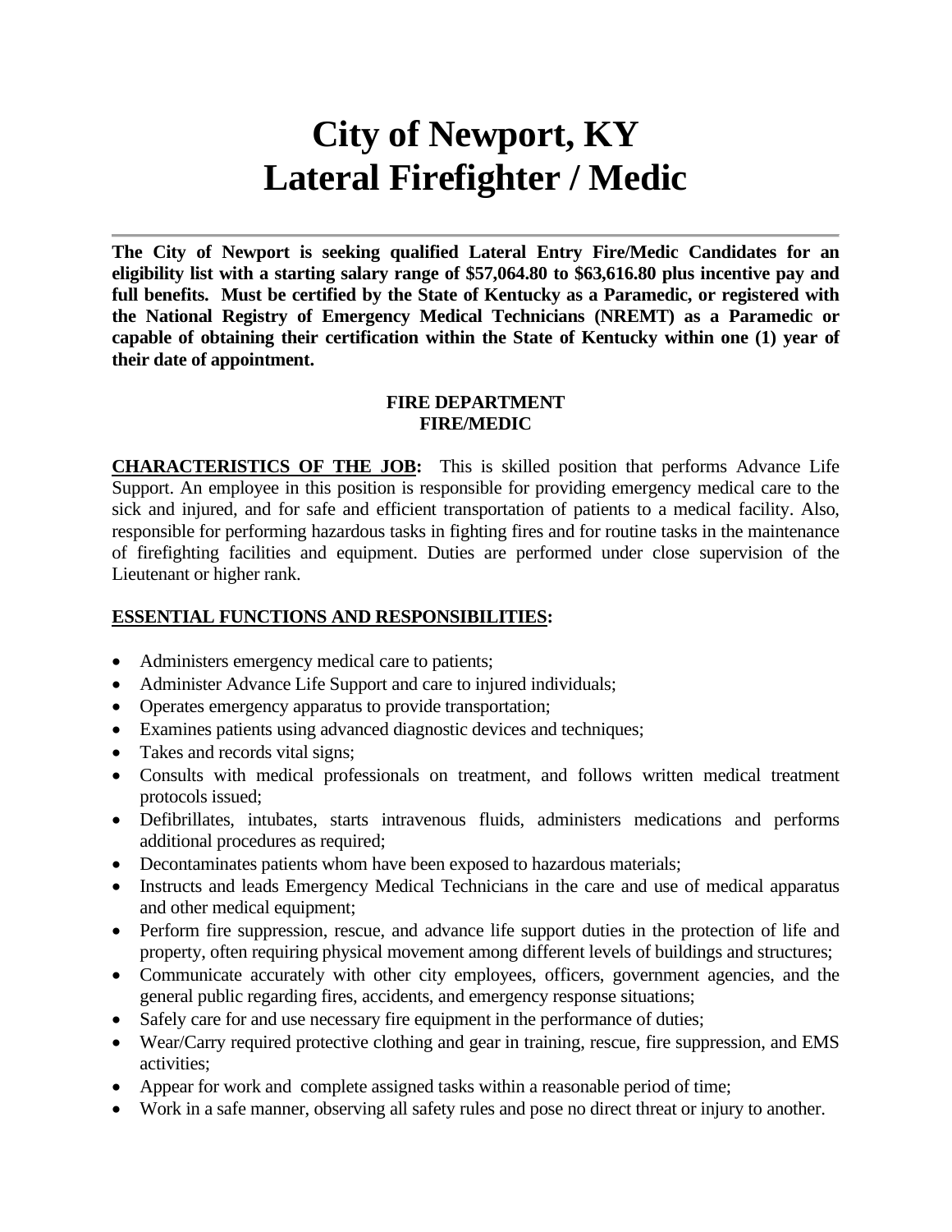# City of Newport, KY
# Lateral Firefighter / Medic

---

**The City of Newport is seeking qualified Lateral Entry Fire/Medic Candidates for an eligibility list with a starting salary range of $57,064.80 to $63,616.80 plus incentive pay and full benefits. Must be certified by the State of Kentucky as a Paramedic, or registered with the National Registry of Emergency Medical Technicians (NREMT) as a Paramedic or capable of obtaining their certification within the State of Kentucky within one (1) year of their date of appointment.**

**FIRE DEPARTMENT**
**FIRE/MEDIC**

**CHARACTERISTICS OF THE JOB:** This is skilled position that performs Advance Life Support. An employee in this position is responsible for providing emergency medical care to the sick and injured, and for safe and efficient transportation of patients to a medical facility. Also, responsible for performing hazardous tasks in fighting fires and for routine tasks in the maintenance of firefighting facilities and equipment. Duties are performed under close supervision of the Lieutenant or higher rank.

**ESSENTIAL FUNCTIONS AND RESPONSIBILITIES:**

- Administers emergency medical care to patients;
- Administer Advance Life Support and care to injured individuals;
- Operates emergency apparatus to provide transportation;
- Examines patients using advanced diagnostic devices and techniques;
- Takes and records vital signs;
- Consults with medical professionals on treatment, and follows written medical treatment protocols issued;
- Defibrillates, intubates, starts intravenous fluids, administers medications and performs additional procedures as required;
- Decontaminates patients whom have been exposed to hazardous materials;
- Instructs and leads Emergency Medical Technicians in the care and use of medical apparatus and other medical equipment;
- Perform fire suppression, rescue, and advance life support duties in the protection of life and property, often requiring physical movement among different levels of buildings and structures;
- Communicate accurately with other city employees, officers, government agencies, and the general public regarding fires, accidents, and emergency response situations;
- Safely care for and use necessary fire equipment in the performance of duties;
- Wear/Carry required protective clothing and gear in training, rescue, fire suppression, and EMS activities;
- Appear for work and complete assigned tasks within a reasonable period of time;
- Work in a safe manner, observing all safety rules and pose no direct threat or injury to another.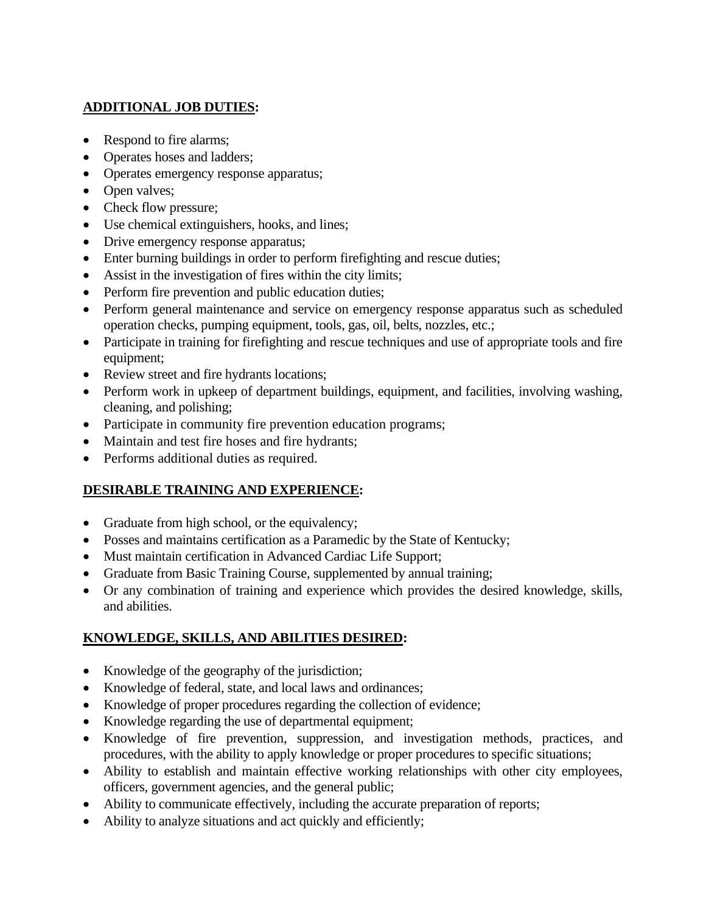**ADDITIONAL JOB DUTIES:**

- Respond to fire alarms;
- Operates hoses and ladders;
- Operates emergency response apparatus;
- Open valves;
- Check flow pressure;
- Use chemical extinguishers, hooks, and lines;
- Drive emergency response apparatus;
- Enter burning buildings in order to perform firefighting and rescue duties;
- Assist in the investigation of fires within the city limits;
- Perform fire prevention and public education duties;
- Perform general maintenance and service on emergency response apparatus such as scheduled operation checks, pumping equipment, tools, gas, oil, belts, nozzles, etc.;
- Participate in training for firefighting and rescue techniques and use of appropriate tools and fire equipment;
- Review street and fire hydrants locations;
- Perform work in upkeep of department buildings, equipment, and facilities, involving washing, cleaning, and polishing;
- Participate in community fire prevention education programs;
- Maintain and test fire hoses and fire hydrants;
- Performs additional duties as required.

**DESIRABLE TRAINING AND EXPERIENCE:**

- Graduate from high school, or the equivalency;
- Posses and maintains certification as a Paramedic by the State of Kentucky;
- Must maintain certification in Advanced Cardiac Life Support;
- Graduate from Basic Training Course, supplemented by annual training;
- Or any combination of training and experience which provides the desired knowledge, skills, and abilities.

**KNOWLEDGE, SKILLS, AND ABILITIES DESIRED:**

- Knowledge of the geography of the jurisdiction;
- Knowledge of federal, state, and local laws and ordinances;
- Knowledge of proper procedures regarding the collection of evidence;
- Knowledge regarding the use of departmental equipment;
- Knowledge of fire prevention, suppression, and investigation methods, practices, and procedures, with the ability to apply knowledge or proper procedures to specific situations;
- Ability to establish and maintain effective working relationships with other city employees, officers, government agencies, and the general public;
- Ability to communicate effectively, including the accurate preparation of reports;
- Ability to analyze situations and act quickly and efficiently;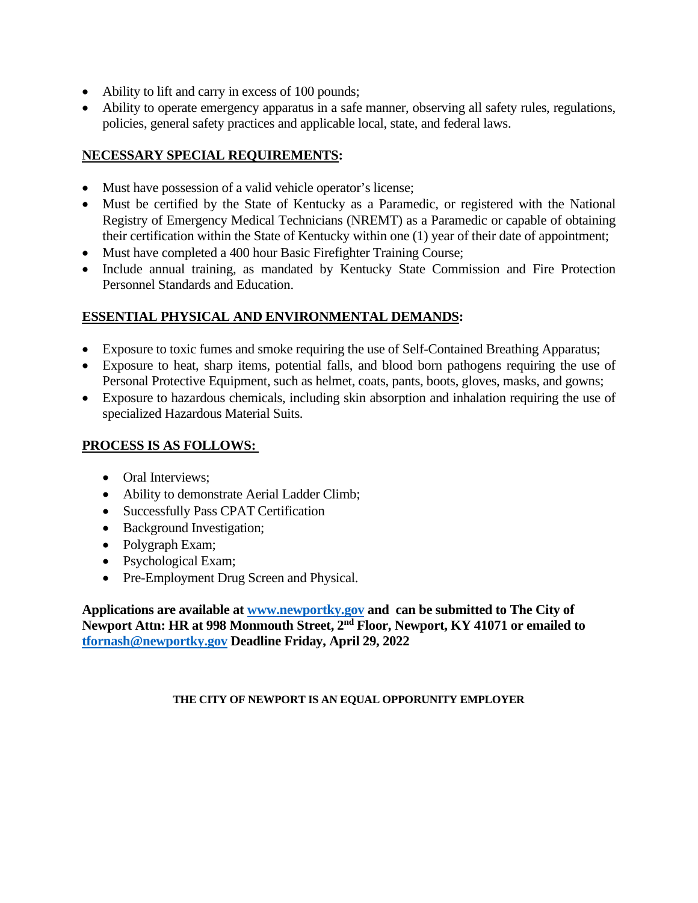- Ability to lift and carry in excess of 100 pounds;
- Ability to operate emergency apparatus in a safe manner, observing all safety rules, regulations, policies, general safety practices and applicable local, state, and federal laws.

## NECESSARY SPECIAL REQUIREMENTS:

- Must have possession of a valid vehicle operator's license;
- Must be certified by the State of Kentucky as a Paramedic, or registered with the National Registry of Emergency Medical Technicians (NREMT) as a Paramedic or capable of obtaining their certification within the State of Kentucky within one (1) year of their date of appointment;
- Must have completed a 400 hour Basic Firefighter Training Course;
- Include annual training, as mandated by Kentucky State Commission and Fire Protection Personnel Standards and Education.

## ESSENTIAL PHYSICAL AND ENVIRONMENTAL DEMANDS:

- Exposure to toxic fumes and smoke requiring the use of Self-Contained Breathing Apparatus;
- Exposure to heat, sharp items, potential falls, and blood born pathogens requiring the use of Personal Protective Equipment, such as helmet, coats, pants, boots, gloves, masks, and gowns;
- Exposure to hazardous chemicals, including skin absorption and inhalation requiring the use of specialized Hazardous Material Suits.

## PROCESS IS AS FOLLOWS:

- Oral Interviews;
- Ability to demonstrate Aerial Ladder Climb;
- Successfully Pass CPAT Certification
- Background Investigation;
- Polygraph Exam;
- Psychological Exam;
- Pre-Employment Drug Screen and Physical.

**Applications are available at [www.newportky.gov](http://www.newportky.gov) and can be submitted to The City of Newport Attn: HR at 998 Monmouth Street, 2nd Floor, Newport, KY 41071 or emailed to [tfornash@newportky.gov](mailto:tfornash@newportky.gov) Deadline Friday, April 29, 2022**

**THE CITY OF NEWPORT IS AN EQUAL OPPORUNITY EMPLOYER**